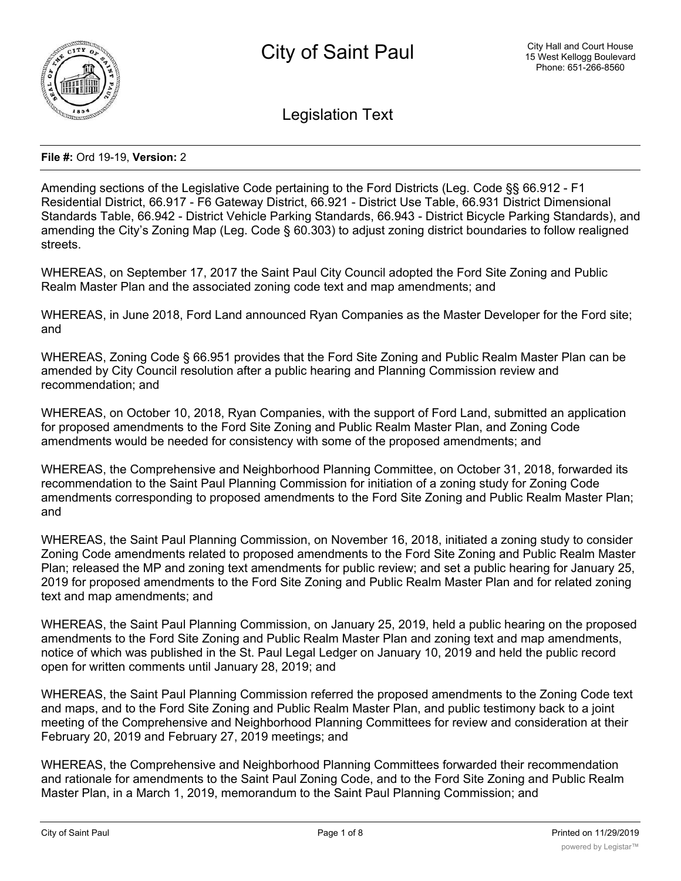# City of Saint Paul

City Hall and Court House
15 West Kellogg Boulevard
Phone: 651-266-8560

## Legislation Text

**File #:** Ord 19-19, **Version:** 2

Amending sections of the Legislative Code pertaining to the Ford Districts (Leg. Code §§ 66.912 - F1 Residential District, 66.917 - F6 Gateway District, 66.921 - District Use Table, 66.931 District Dimensional Standards Table, 66.942 - District Vehicle Parking Standards, 66.943 - District Bicycle Parking Standards), and amending the City's Zoning Map (Leg. Code § 60.303) to adjust zoning district boundaries to follow realigned streets.

WHEREAS, on September 17, 2017 the Saint Paul City Council adopted the Ford Site Zoning and Public Realm Master Plan and the associated zoning code text and map amendments; and

WHEREAS, in June 2018, Ford Land announced Ryan Companies as the Master Developer for the Ford site; and

WHEREAS, Zoning Code § 66.951 provides that the Ford Site Zoning and Public Realm Master Plan can be amended by City Council resolution after a public hearing and Planning Commission review and recommendation; and

WHEREAS, on October 10, 2018, Ryan Companies, with the support of Ford Land, submitted an application for proposed amendments to the Ford Site Zoning and Public Realm Master Plan, and Zoning Code amendments would be needed for consistency with some of the proposed amendments; and

WHEREAS, the Comprehensive and Neighborhood Planning Committee, on October 31, 2018, forwarded its recommendation to the Saint Paul Planning Commission for initiation of a zoning study for Zoning Code amendments corresponding to proposed amendments to the Ford Site Zoning and Public Realm Master Plan; and

WHEREAS, the Saint Paul Planning Commission, on November 16, 2018, initiated a zoning study to consider Zoning Code amendments related to proposed amendments to the Ford Site Zoning and Public Realm Master Plan; released the MP and zoning text amendments for public review; and set a public hearing for January 25, 2019 for proposed amendments to the Ford Site Zoning and Public Realm Master Plan and for related zoning text and map amendments; and

WHEREAS, the Saint Paul Planning Commission, on January 25, 2019, held a public hearing on the proposed amendments to the Ford Site Zoning and Public Realm Master Plan and zoning text and map amendments, notice of which was published in the St. Paul Legal Ledger on January 10, 2019 and held the public record open for written comments until January 28, 2019; and

WHEREAS, the Saint Paul Planning Commission referred the proposed amendments to the Zoning Code text and maps, and to the Ford Site Zoning and Public Realm Master Plan, and public testimony back to a joint meeting of the Comprehensive and Neighborhood Planning Committees for review and consideration at their February 20, 2019 and February 27, 2019 meetings; and

WHEREAS, the Comprehensive and Neighborhood Planning Committees forwarded their recommendation and rationale for amendments to the Saint Paul Zoning Code, and to the Ford Site Zoning and Public Realm Master Plan, in a March 1, 2019, memorandum to the Saint Paul Planning Commission; and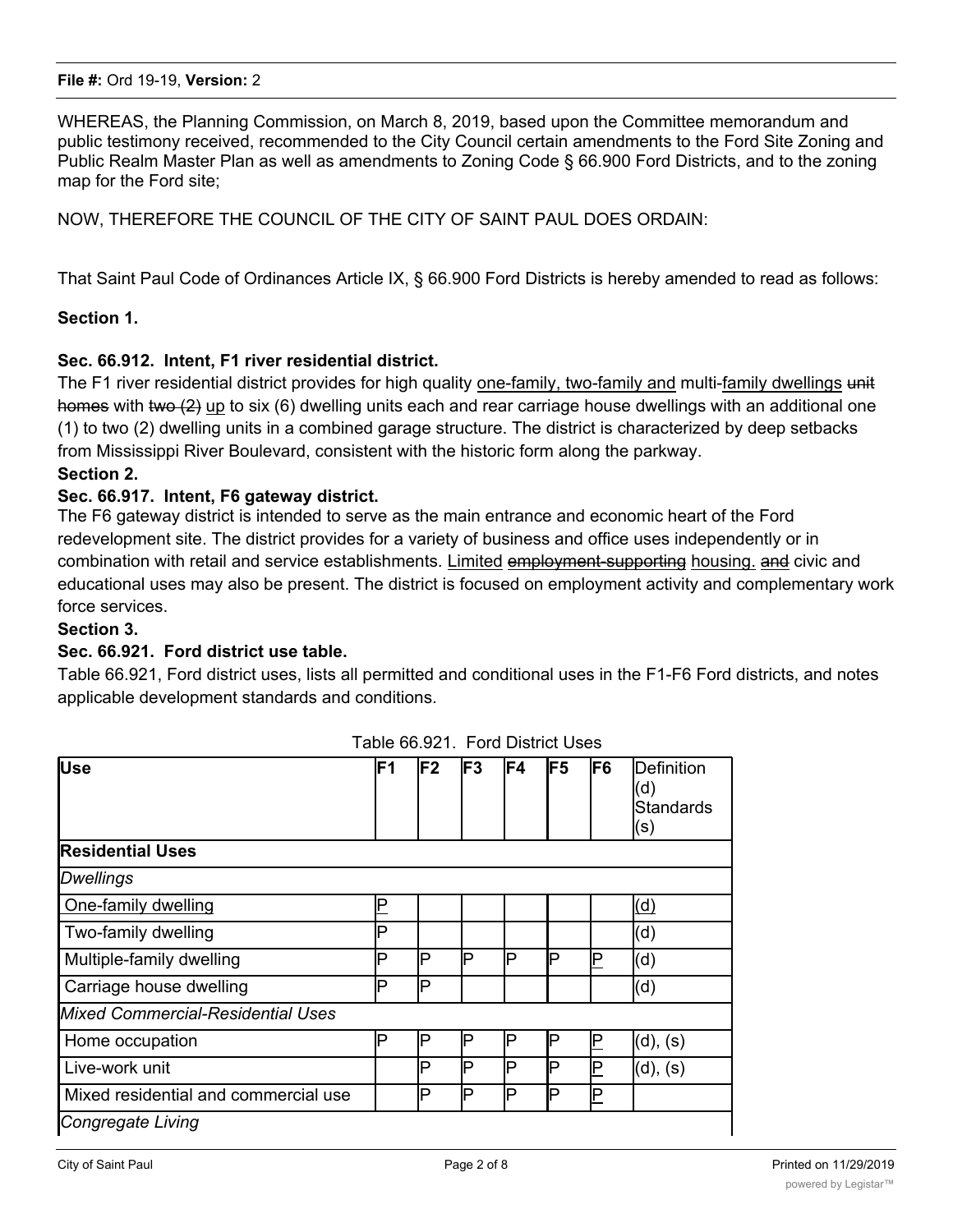**File #:** Ord 19-19, **Version:** 2

WHEREAS, the Planning Commission, on March 8, 2019, based upon the Committee memorandum and public testimony received, recommended to the City Council certain amendments to the Ford Site Zoning and Public Realm Master Plan as well as amendments to Zoning Code § 66.900 Ford Districts, and to the zoning map for the Ford site;

NOW, THEREFORE THE COUNCIL OF THE CITY OF SAINT PAUL DOES ORDAIN:

That Saint Paul Code of Ordinances Article IX, § 66.900 Ford Districts is hereby amended to read as follows:

**Section 1.**

**Sec. 66.912. Intent, F1 river residential district.**

The F1 river residential district provides for high quality <u>one-family, two-family and</u> multi-<u>family dwellings</u> ~~unit homes~~ with ~~two (2)~~ <u>up</u> to six (6) dwelling units each and rear carriage house dwellings with an additional one (1) to two (2) dwelling units in a combined garage structure. The district is characterized by deep setbacks from Mississippi River Boulevard, consistent with the historic form along the parkway.

**Section 2.**

**Sec. 66.917. Intent, F6 gateway district.**

The F6 gateway district is intended to serve as the main entrance and economic heart of the Ford redevelopment site. The district provides for a variety of business and office uses independently or in combination with retail and service establishments. <u>Limited</u> ~~employment-supporting~~ <u>housing.</u> ~~and~~ civic and educational uses may also be present. The district is focused on employment activity and complementary work force services.

**Section 3.**

**Sec. 66.921. Ford district use table.**

Table 66.921, Ford district uses, lists all permitted and conditional uses in the F1-F6 Ford districts, and notes applicable development standards and conditions.

Table 66.921. Ford District Uses

| Use | F1 | F2 | F3 | F4 | F5 | F6 | Definition (d) Standards (s) |
|---|---|---|---|---|---|---|---|
| **Residential Uses** | | | | | | | |
| *Dwellings* | | | | | | | |
| <u>One-family dwelling</u> | <u>P</u> | | | | | | <u>(d)</u> |
| Two-family dwelling | P | | | | | | (d) |
| Multiple-family dwelling | P | P | P | P | P | <u>P</u> | (d) |
| Carriage house dwelling | P | P | | | | | (d) |
| *Mixed Commercial-Residential Uses* | | | | | | | |
| Home occupation | P | P | P | P | P | <u>P</u> | (d), (s) |
| Live-work unit | | P | P | P | P | <u>P</u> | (d), (s) |
| Mixed residential and commercial use | | P | P | P | P | <u>P</u> | |
| *Congregate Living* | | | | | | | |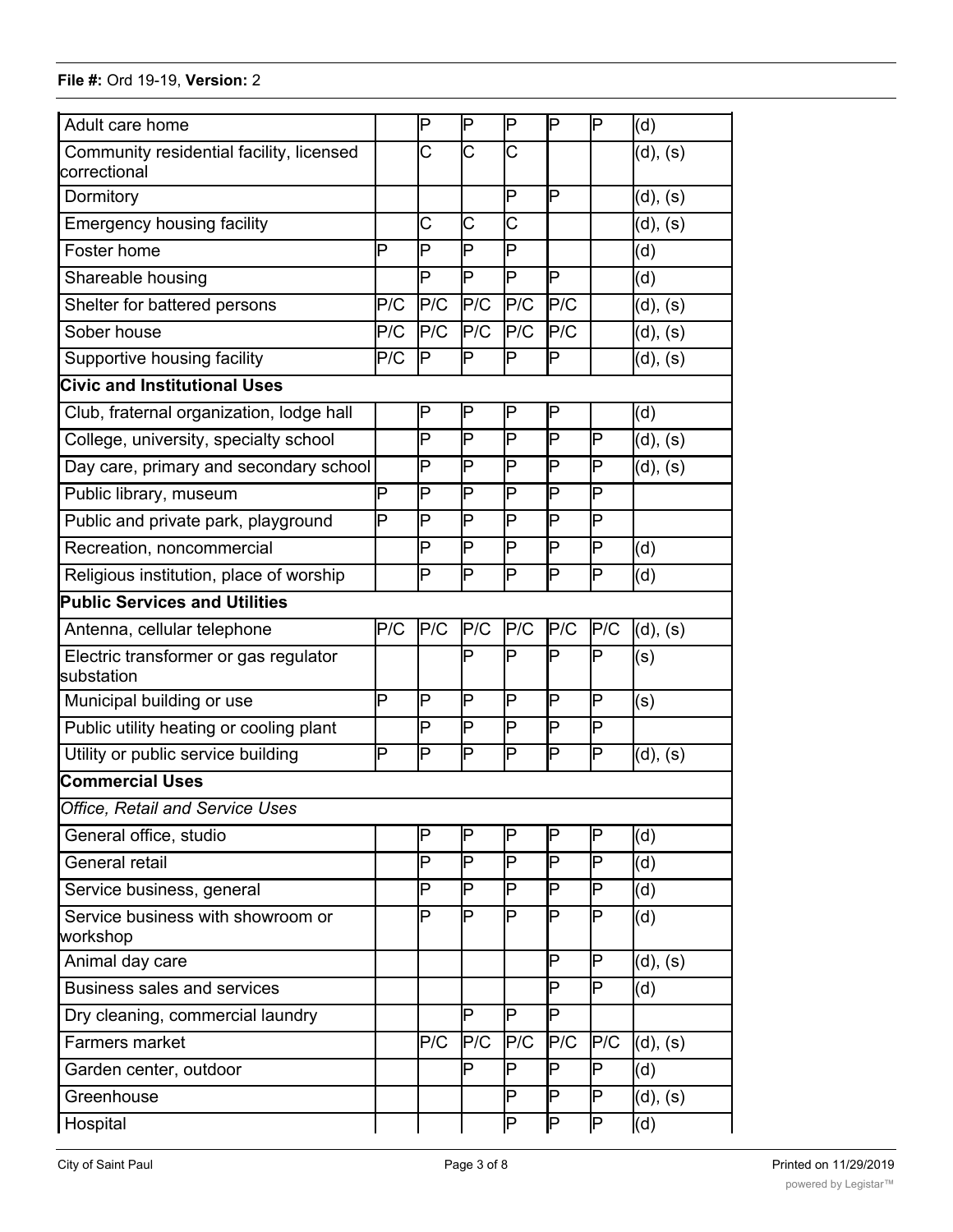| | | | | | | | |
|---|---|---|---|---|---|---|---|
| Adult care home | | P | P | P | P | P | (d) |
| Community residential facility, licensed correctional | | C | C | C | | | (d), (s) |
| Dormitory | | | | P | P | | (d), (s) |
| Emergency housing facility | | C | C | C | | | (d), (s) |
| Foster home | P | P | P | P | | | (d) |
| Shareable housing | | P | P | P | P | | (d) |
| Shelter for battered persons | P/C | P/C | P/C | P/C | P/C | | (d), (s) |
| Sober house | P/C | P/C | P/C | P/C | P/C | | (d), (s) |
| Supportive housing facility | P/C | P | P | P | P | | (d), (s) |
| **Civic and Institutional Uses** | | | | | | | |
| Club, fraternal organization, lodge hall | | P | P | P | P | | (d) |
| College, university, specialty school | | P | P | P | P | P | (d), (s) |
| Day care, primary and secondary school | | P | P | P | P | P | (d), (s) |
| Public library, museum | P | P | P | P | P | P | |
| Public and private park, playground | P | P | P | P | P | P | |
| Recreation, noncommercial | | P | P | P | P | P | (d) |
| Religious institution, place of worship | | P | P | P | P | P | (d) |
| **Public Services and Utilities** | | | | | | | |
| Antenna, cellular telephone | P/C | P/C | P/C | P/C | P/C | P/C | (d), (s) |
| Electric transformer or gas regulator substation | | | P | P | P | P | (s) |
| Municipal building or use | P | P | P | P | P | P | (s) |
| Public utility heating or cooling plant | | P | P | P | P | P | |
| Utility or public service building | P | P | P | P | P | P | (d), (s) |
| **Commercial Uses** | | | | | | | |
| *Office, Retail and Service Uses* | | | | | | | |
| General office, studio | | P | P | P | P | P | (d) |
| General retail | | P | P | P | P | P | (d) |
| Service business, general | | P | P | P | P | P | (d) |
| Service business with showroom or workshop | | P | P | P | P | P | (d) |
| Animal day care | | | | | P | P | (d), (s) |
| Business sales and services | | | | | P | P | (d) |
| Dry cleaning, commercial laundry | | | P | P | P | | |
| Farmers market | | P/C | P/C | P/C | P/C | P/C | (d), (s) |
| Garden center, outdoor | | | P | P | P | P | (d) |
| Greenhouse | | | | P | P | P | (d), (s) |
| Hospital | | | | P | P | P | (d) |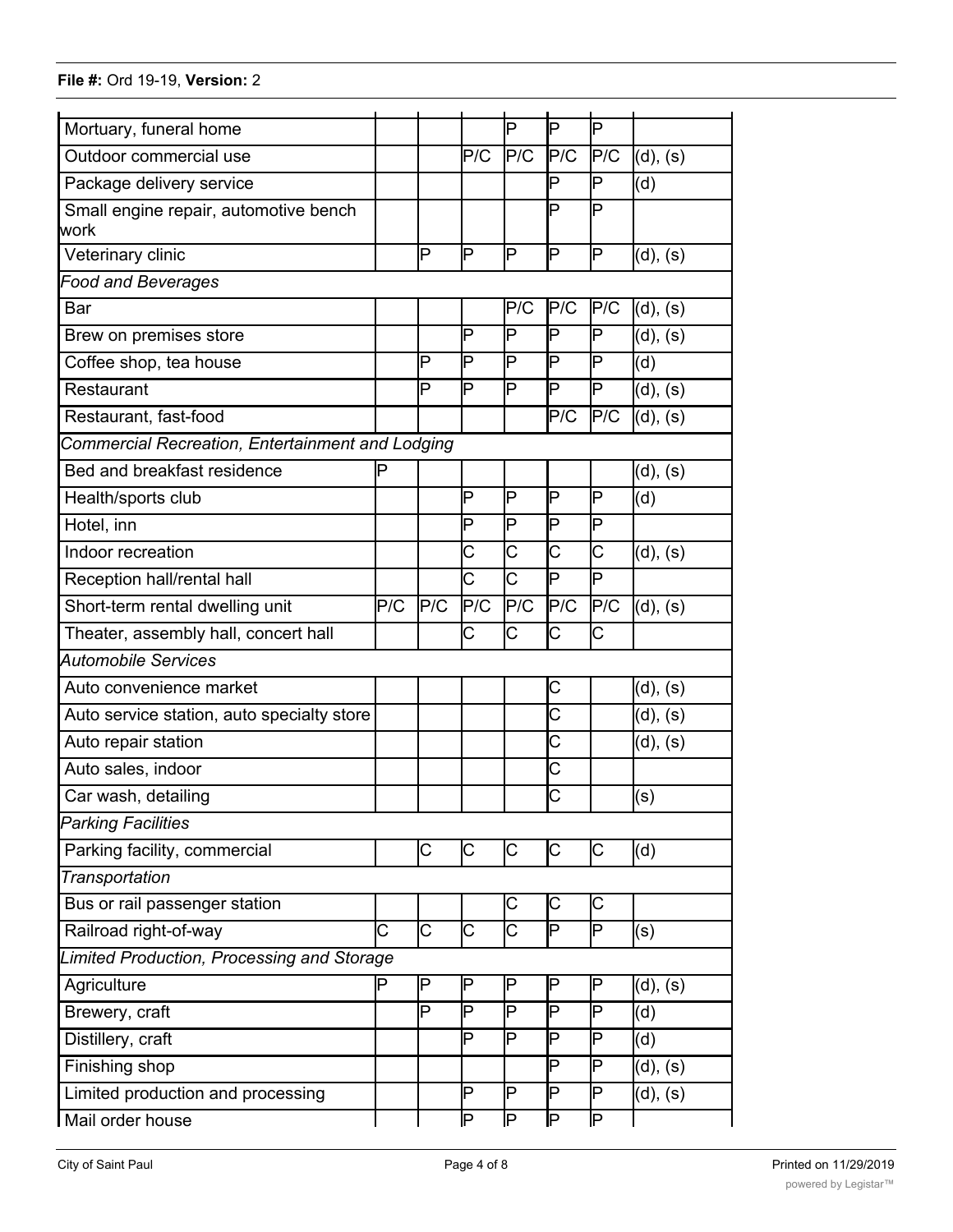| | | | | | | | |
|---|---|---|---|---|---|---|---|
| Mortuary, funeral home | | | | P | P | P | |
| Outdoor commercial use | | | P/C | P/C | P/C | P/C | (d), (s) |
| Package delivery service | | | | | P | P | (d) |
| Small engine repair, automotive bench work | | | | | P | P | |
| Veterinary clinic | | P | P | P | P | P | (d), (s) |
| *Food and Beverages* | | | | | | | |
| Bar | | | | P/C | P/C | P/C | (d), (s) |
| Brew on premises store | | | P | P | P | P | (d), (s) |
| Coffee shop, tea house | | P | P | P | P | P | (d) |
| Restaurant | | P | P | P | P | P | (d), (s) |
| Restaurant, fast-food | | | | | P/C | P/C | (d), (s) |
| *Commercial Recreation, Entertainment and Lodging* | | | | | | | |
| Bed and breakfast residence | P | | | | | | (d), (s) |
| Health/sports club | | | P | P | P | P | (d) |
| Hotel, inn | | | P | P | P | P | |
| Indoor recreation | | | C | C | C | C | (d), (s) |
| Reception hall/rental hall | | | C | C | P | P | |
| Short-term rental dwelling unit | P/C | P/C | P/C | P/C | P/C | P/C | (d), (s) |
| Theater, assembly hall, concert hall | | | C | C | C | C | |
| *Automobile Services* | | | | | | | |
| Auto convenience market | | | | | C | | (d), (s) |
| Auto service station, auto specialty store | | | | | C | | (d), (s) |
| Auto repair station | | | | | C | | (d), (s) |
| Auto sales, indoor | | | | | C | | |
| Car wash, detailing | | | | | C | | (s) |
| *Parking Facilities* | | | | | | | |
| Parking facility, commercial | | C | C | C | C | C | (d) |
| *Transportation* | | | | | | | |
| Bus or rail passenger station | | | | C | C | C | |
| Railroad right-of-way | C | C | C | C | P | P | (s) |
| *Limited Production, Processing and Storage* | | | | | | | |
| Agriculture | P | P | P | P | P | P | (d), (s) |
| Brewery, craft | | P | P | P | P | P | (d) |
| Distillery, craft | | | P | P | P | P | (d) |
| Finishing shop | | | | | P | P | (d), (s) |
| Limited production and processing | | | P | P | P | P | (d), (s) |
| Mail order house | | | P | P | P | P | |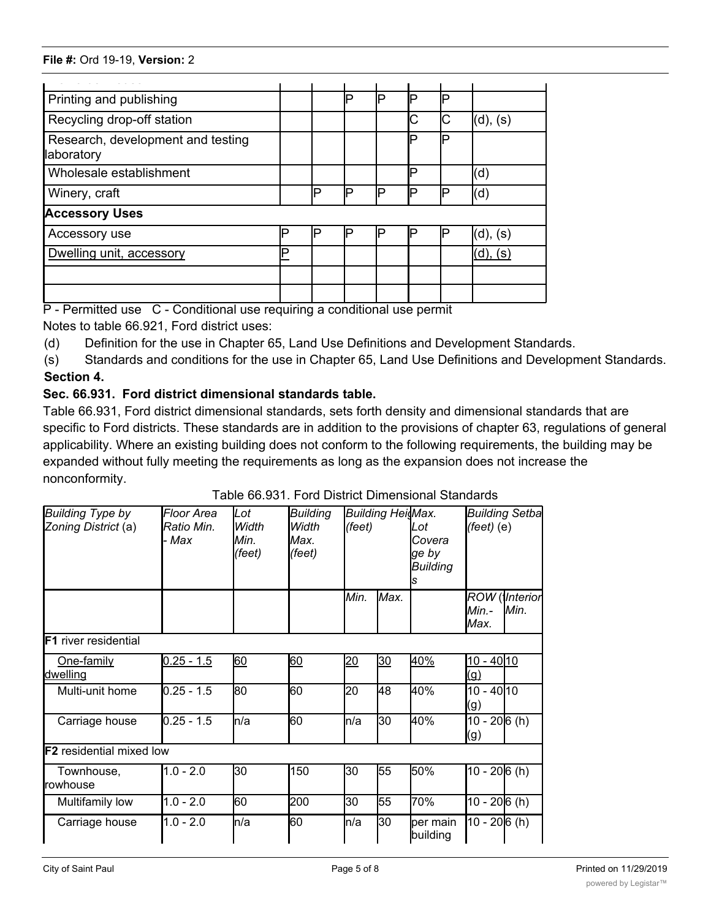| | | | | | | | |
|---|---|---|---|---|---|---|---|
| Printing and publishing | | | P | P | P | P | |
| Recycling drop-off station | | | | | C | C | (d), (s) |
| Research, development and testing laboratory | | | | | P | P | |
| Wholesale establishment | | | | | P | | (d) |
| Winery, craft | | P | P | P | P | P | (d) |
| **Accessory Uses** | | | | | | | |
| Accessory use | P | P | P | P | P | P | (d), (s) |
| Dwelling unit, accessory | P | | | | | | (d), (s) |
| | | | | | | | |
| | | | | | | | |

P - Permitted use C - Conditional use requiring a conditional use permit

Notes to table 66.921, Ford district uses:

(d) Definition for the use in Chapter 65, Land Use Definitions and Development Standards.

(s) Standards and conditions for the use in Chapter 65, Land Use Definitions and Development Standards.

**Section 4.**

**Sec. 66.931. Ford district dimensional standards table.**

Table 66.931, Ford district dimensional standards, sets forth density and dimensional standards that are specific to Ford districts. These standards are in addition to the provisions of chapter 63, regulations of general applicability. Where an existing building does not conform to the following requirements, the building may be expanded without fully meeting the requirements as long as the expansion does not increase the nonconformity.

Table 66.931. Ford District Dimensional Standards

| *Building Type by Zoning District* (a) | *Floor Area Ratio Min. - Max* | *Lot Width Min. (feet)* | *Building Width Max. (feet)* | *Building Heig (feet)* | | *Max. Lot Coverage by Buildings* | *Building Setba (feet)* (e) | |
|---|---|---|---|---|---|---|---|---|
| | | | | *Min.* | *Max.* | | *ROW (Min.- Max.* | *Interior Min.* |
| **F1** river residential | | | | | | | | |
| One-family dwelling | 0.25 - 1.5 | 60 | 60 | 20 | 30 | 40% | 10 - 40 (g) | 10 |
| Multi-unit home | 0.25 - 1.5 | 80 | 60 | 20 | 48 | 40% | 10 - 40 (g) | 10 |
| Carriage house | 0.25 - 1.5 | n/a | 60 | n/a | 30 | 40% | 10 - 20 (g) | 6 (h) |
| **F2** residential mixed low | | | | | | | | |
| Townhouse, rowhouse | 1.0 - 2.0 | 30 | 150 | 30 | 55 | 50% | 10 - 20 | 6 (h) |
| Multifamily low | 1.0 - 2.0 | 60 | 200 | 30 | 55 | 70% | 10 - 20 | 6 (h) |
| Carriage house | 1.0 - 2.0 | n/a | 60 | n/a | 30 | per main building | 10 - 20 | 6 (h) |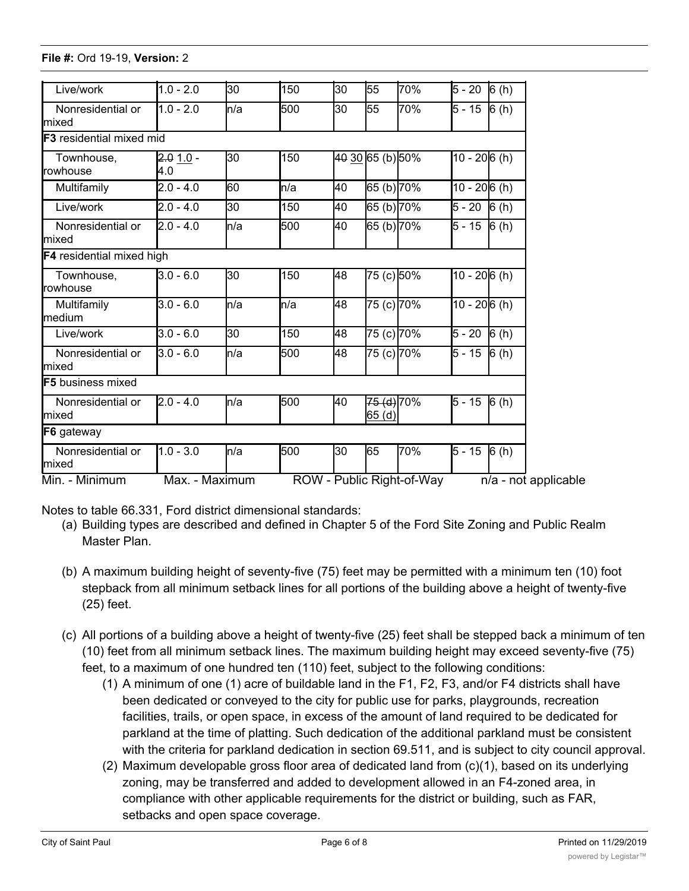| | | | | | | | | |
|---|---|---|---|---|---|---|---|---|
| Live/work | 1.0 - 2.0 | 30 | 150 | 30 | 55 | 70% | 5 - 20 | 6 (h) |
| Nonresidential or mixed | 1.0 - 2.0 | n/a | 500 | 30 | 55 | 70% | 5 - 15 | 6 (h) |
| **F3** residential mixed mid | | | | | | | | |
| Townhouse, rowhouse | ~~2.0~~ 1.0 - 4.0 | 30 | 150 | ~~40~~ 30 | 65 (b) | 50% | 10 - 20 | 6 (h) |
| Multifamily | 2.0 - 4.0 | 60 | n/a | 40 | 65 (b) | 70% | 10 - 20 | 6 (h) |
| Live/work | 2.0 - 4.0 | 30 | 150 | 40 | 65 (b) | 70% | 5 - 20 | 6 (h) |
| Nonresidential or mixed | 2.0 - 4.0 | n/a | 500 | 40 | 65 (b) | 70% | 5 - 15 | 6 (h) |
| **F4** residential mixed high | | | | | | | | |
| Townhouse, rowhouse | 3.0 - 6.0 | 30 | 150 | 48 | 75 (c) | 50% | 10 - 20 | 6 (h) |
| Multifamily medium | 3.0 - 6.0 | n/a | n/a | 48 | 75 (c) | 70% | 10 - 20 | 6 (h) |
| Live/work | 3.0 - 6.0 | 30 | 150 | 48 | 75 (c) | 70% | 5 - 20 | 6 (h) |
| Nonresidential or mixed | 3.0 - 6.0 | n/a | 500 | 48 | 75 (c) | 70% | 5 - 15 | 6 (h) |
| **F5** business mixed | | | | | | | | |
| Nonresidential or mixed | 2.0 - 4.0 | n/a | 500 | 40 | ~~75 (d)~~ 65 (d) | 70% | 5 - 15 | 6 (h) |
| **F6** gateway | | | | | | | | |
| Nonresidential or mixed | 1.0 - 3.0 | n/a | 500 | 30 | 65 | 70% | 5 - 15 | 6 (h) |

Min. - Minimum  Max. - Maximum  ROW - Public Right-of-Way  n/a - not applicable

Notes to table 66.331, Ford district dimensional standards:

(a) Building types are described and defined in Chapter 5 of the Ford Site Zoning and Public Realm Master Plan.

(b) A maximum building height of seventy-five (75) feet may be permitted with a minimum ten (10) foot stepback from all minimum setback lines for all portions of the building above a height of twenty-five (25) feet.

(c) All portions of a building above a height of twenty-five (25) feet shall be stepped back a minimum of ten (10) feet from all minimum setback lines. The maximum building height may exceed seventy-five (75) feet, to a maximum of one hundred ten (110) feet, subject to the following conditions:

  (1) A minimum of one (1) acre of buildable land in the F1, F2, F3, and/or F4 districts shall have been dedicated or conveyed to the city for public use for parks, playgrounds, recreation facilities, trails, or open space, in excess of the amount of land required to be dedicated for parkland at the time of platting. Such dedication of the additional parkland must be consistent with the criteria for parkland dedication in section 69.511, and is subject to city council approval.

  (2) Maximum developable gross floor area of dedicated land from (c)(1), based on its underlying zoning, may be transferred and added to development allowed in an F4-zoned area, in compliance with other applicable requirements for the district or building, such as FAR, setbacks and open space coverage.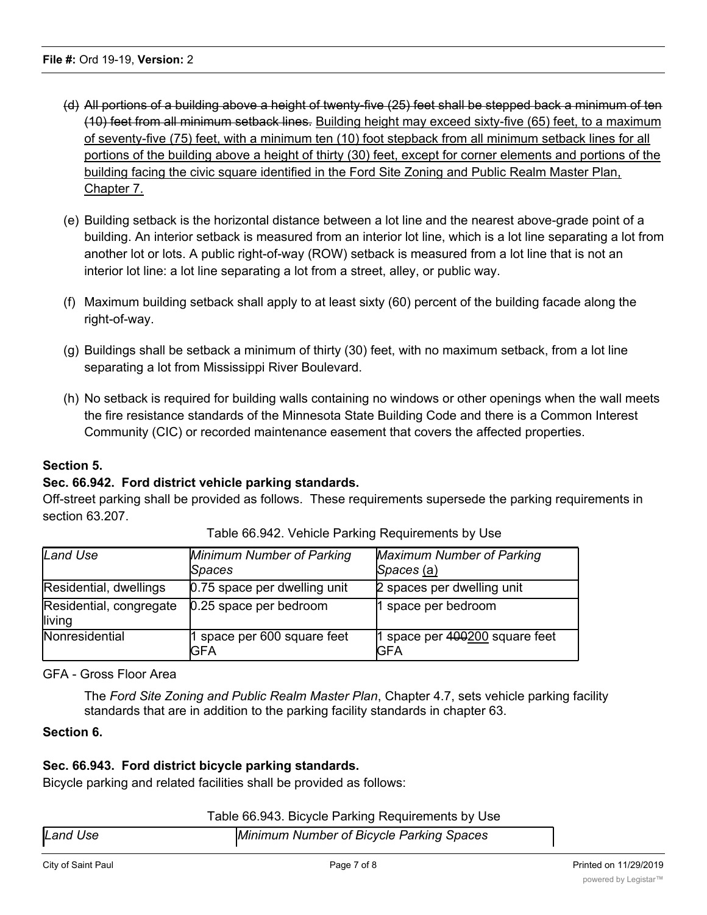(d) ~~All portions of a building above a height of twenty-five (25) feet shall be stepped back a minimum of ten (10) feet from all minimum setback lines.~~ <u>Building height may exceed sixty-five (65) feet, to a maximum of seventy-five (75) feet, with a minimum ten (10) foot stepback from all minimum setback lines for all portions of the building above a height of thirty (30) feet, except for corner elements and portions of the building facing the civic square identified in the Ford Site Zoning and Public Realm Master Plan, Chapter 7.</u>

(e) Building setback is the horizontal distance between a lot line and the nearest above-grade point of a building. An interior setback is measured from an interior lot line, which is a lot line separating a lot from another lot or lots. A public right-of-way (ROW) setback is measured from a lot line that is not an interior lot line: a lot line separating a lot from a street, alley, or public way.

(f) Maximum building setback shall apply to at least sixty (60) percent of the building facade along the right-of-way.

(g) Buildings shall be setback a minimum of thirty (30) feet, with no maximum setback, from a lot line separating a lot from Mississippi River Boulevard.

(h) No setback is required for building walls containing no windows or other openings when the wall meets the fire resistance standards of the Minnesota State Building Code and there is a Common Interest Community (CIC) or recorded maintenance easement that covers the affected properties.

**Section 5.**

**Sec. 66.942. Ford district vehicle parking standards.**

Off-street parking shall be provided as follows. These requirements supersede the parking requirements in section 63.207.

Table 66.942. Vehicle Parking Requirements by Use

| *Land Use* | *Minimum Number of Parking Spaces* | *Maximum Number of Parking Spaces* <u>(a)</u> |
|---|---|---|
| Residential, dwellings | 0.75 space per dwelling unit | 2 spaces per dwelling unit |
| Residential, congregate living | 0.25 space per bedroom | 1 space per bedroom |
| Nonresidential | 1 space per 600 square feet GFA | 1 space per ~~400~~<u>200</u> square feet GFA |

GFA - Gross Floor Area

The *Ford Site Zoning and Public Realm Master Plan*, Chapter 4.7, sets vehicle parking facility standards that are in addition to the parking facility standards in chapter 63.

**Section 6.**

**Sec. 66.943. Ford district bicycle parking standards.**

Bicycle parking and related facilities shall be provided as follows:

Table 66.943. Bicycle Parking Requirements by Use

| *Land Use* | *Minimum Number of Bicycle Parking Spaces* |
|---|---|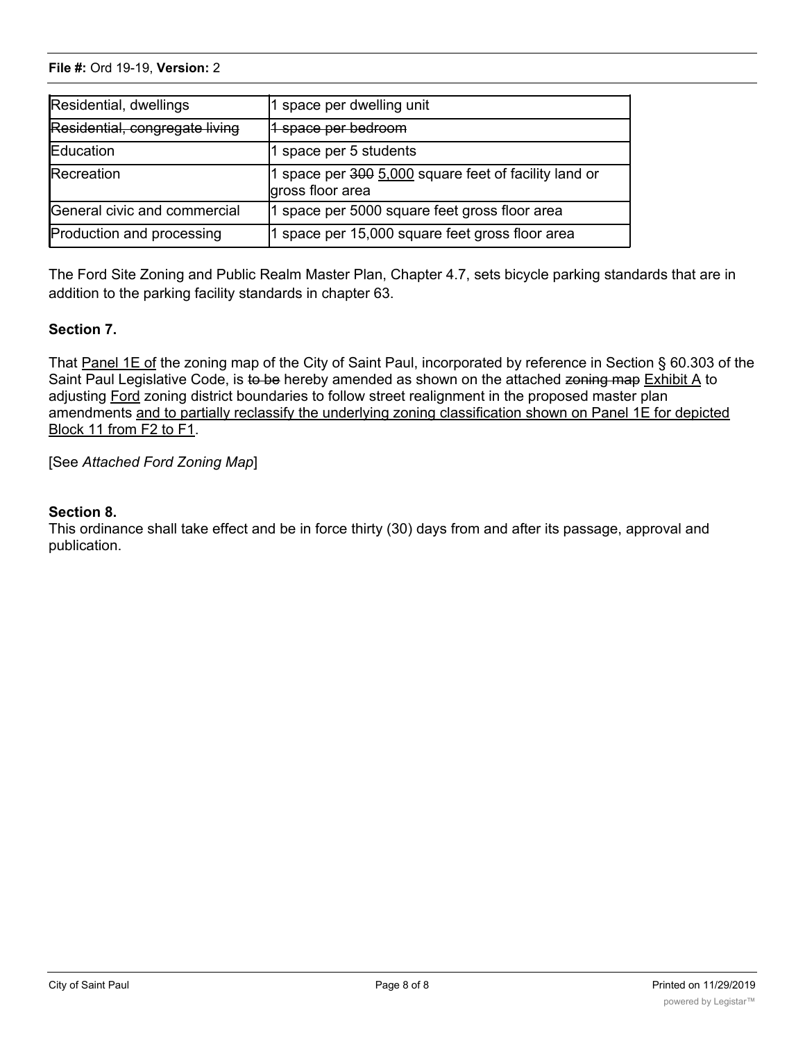| | |
|---|---|
| Residential, dwellings | 1 space per dwelling unit |
| ~~Residential, congregate living~~ | ~~1 space per bedroom~~ |
| Education | 1 space per 5 students |
| Recreation | 1 space per ~~300~~ 5,000 square feet of facility land or gross floor area |
| General civic and commercial | 1 space per 5000 square feet gross floor area |
| Production and processing | 1 space per 15,000 square feet gross floor area |

The Ford Site Zoning and Public Realm Master Plan, Chapter 4.7, sets bicycle parking standards that are in addition to the parking facility standards in chapter 63.

**Section 7.**

That Panel 1E of the zoning map of the City of Saint Paul, incorporated by reference in Section § 60.303 of the Saint Paul Legislative Code, is ~~to be~~ hereby amended as shown on the attached ~~zoning map~~ Exhibit A to adjusting Ford zoning district boundaries to follow street realignment in the proposed master plan amendments and to partially reclassify the underlying zoning classification shown on Panel 1E for depicted Block 11 from F2 to F1.

[See *Attached Ford Zoning Map*]

**Section 8.**

This ordinance shall take effect and be in force thirty (30) days from and after its passage, approval and publication.